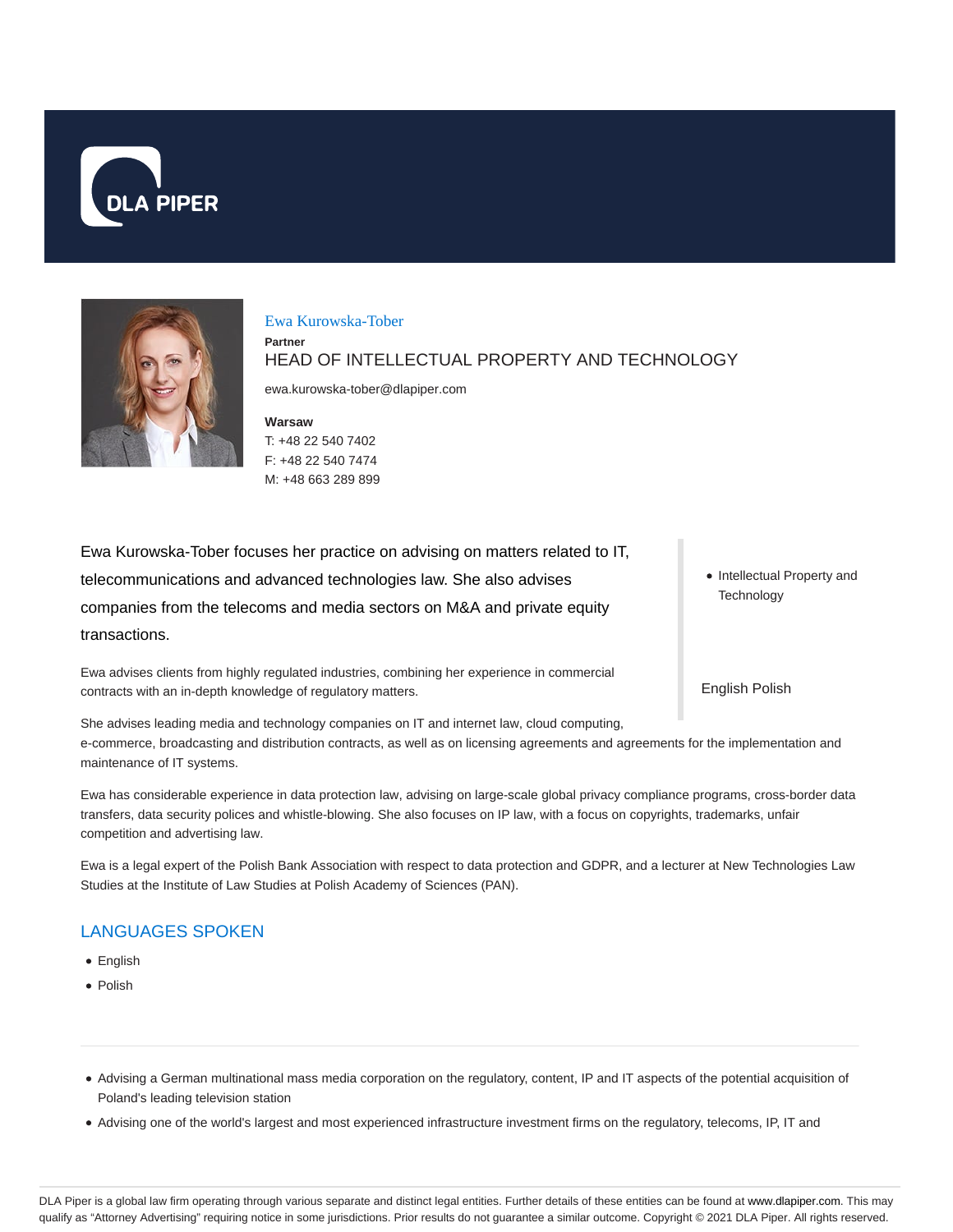# Ewa Kurowska-Tober

**Partner**

HEAD OF INTELLECTUAL PROPERTY AND TECHNOLOGY

ewa.kurowska-tober@dlapiper.com

**Warsaw**

T: +48 22 540 7402

F: +48 22 540 7474

M: +48 663 289 899

- Intellectual Property and Technology

English Polish

Ewa Kurowska-Tober focuses her practice on advising on matters related to IT, telecommunications and advanced technologies law. She also advises companies from the telecoms and media sectors on M&A and private equity transactions.

Ewa advises clients from highly regulated industries, combining her experience in commercial contracts with an in-depth knowledge of regulatory matters.

She advises leading media and technology companies on IT and internet law, cloud computing, e-commerce, broadcasting and distribution contracts, as well as on licensing agreements and agreements for the implementation and maintenance of IT systems.

Ewa has considerable experience in data protection law, advising on large-scale global privacy compliance programs, cross-border data transfers, data security polices and whistle-blowing. She also focuses on IP law, with a focus on copyrights, trademarks, unfair competition and advertising law.

Ewa is a legal expert of the Polish Bank Association with respect to data protection and GDPR, and a lecturer at New Technologies Law Studies at the Institute of Law Studies at Polish Academy of Sciences (PAN).

## LANGUAGES SPOKEN

- English
- Polish

---

- Advising a German multinational mass media corporation on the regulatory, content, IP and IT aspects of the potential acquisition of Poland's leading television station
- Advising one of the world's largest and most experienced infrastructure investment firms on the regulatory, telecoms, IP, IT and

DLA Piper is a global law firm operating through various separate and distinct legal entities. Further details of these entities can be found at www.dlapiper.com. This may qualify as "Attorney Advertising" requiring notice in some jurisdictions. Prior results do not guarantee a similar outcome. Copyright © 2021 DLA Piper. All rights reserved.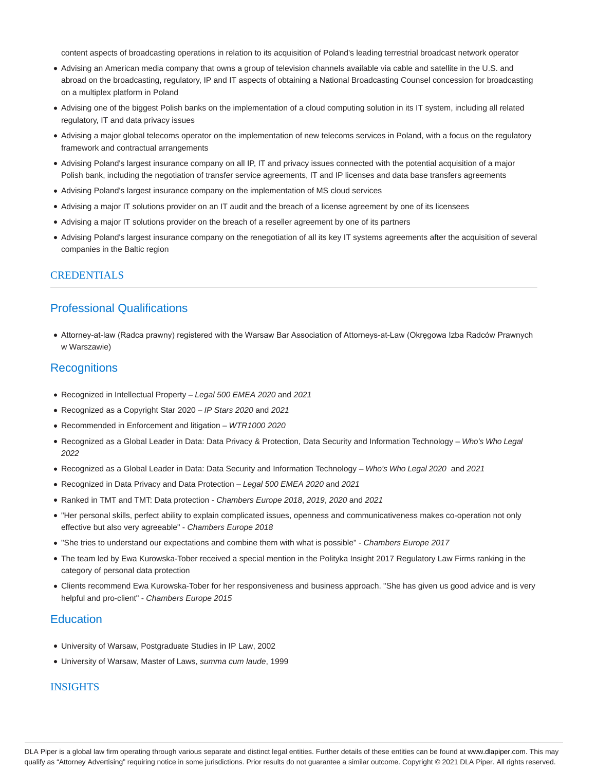content aspects of broadcasting operations in relation to its acquisition of Poland's leading terrestrial broadcast network operator

- Advising an American media company that owns a group of television channels available via cable and satellite in the U.S. and abroad on the broadcasting, regulatory, IP and IT aspects of obtaining a National Broadcasting Counsel concession for broadcasting on a multiplex platform in Poland
- Advising one of the biggest Polish banks on the implementation of a cloud computing solution in its IT system, including all related regulatory, IT and data privacy issues
- Advising a major global telecoms operator on the implementation of new telecoms services in Poland, with a focus on the regulatory framework and contractual arrangements
- Advising Poland's largest insurance company on all IP, IT and privacy issues connected with the potential acquisition of a major Polish bank, including the negotiation of transfer service agreements, IT and IP licenses and data base transfers agreements
- Advising Poland's largest insurance company on the implementation of MS cloud services
- Advising a major IT solutions provider on an IT audit and the breach of a license agreement by one of its licensees
- Advising a major IT solutions provider on the breach of a reseller agreement by one of its partners
- Advising Poland's largest insurance company on the renegotiation of all its key IT systems agreements after the acquisition of several companies in the Baltic region

## CREDENTIALS

### Professional Qualifications

- Attorney-at-law (Radca prawny) registered with the Warsaw Bar Association of Attorneys-at-Law (Okręgowa Izba Radców Prawnych w Warszawie)

### Recognitions

- Recognized in Intellectual Property – *Legal 500 EMEA 2020* and *2021*
- Recognized as a Copyright Star 2020 – *IP Stars 2020* and *2021*
- Recommended in Enforcement and litigation – *WTR1000 2020*
- Recognized as a Global Leader in Data: Data Privacy & Protection, Data Security and Information Technology – *Who's Who Legal 2022*
- Recognized as a Global Leader in Data: Data Security and Information Technology – *Who's Who Legal 2020* and *2021*
- Recognized in Data Privacy and Data Protection – *Legal 500 EMEA 2020* and *2021*
- Ranked in TMT and TMT: Data protection - *Chambers Europe 2018*, *2019*, *2020* and *2021*
- "Her personal skills, perfect ability to explain complicated issues, openness and communicativeness makes co-operation not only effective but also very agreeable" - *Chambers Europe 2018*
- "She tries to understand our expectations and combine them with what is possible" - *Chambers Europe 2017*
- The team led by Ewa Kurowska-Tober received a special mention in the Polityka Insight 2017 Regulatory Law Firms ranking in the category of personal data protection
- Clients recommend Ewa Kurowska-Tober for her responsiveness and business approach. "She has given us good advice and is very helpful and pro-client" - *Chambers Europe 2015*

### Education

- University of Warsaw, Postgraduate Studies in IP Law, 2002
- University of Warsaw, Master of Laws, *summa cum laude*, 1999

## INSIGHTS

DLA Piper is a global law firm operating through various separate and distinct legal entities. Further details of these entities can be found at www.dlapiper.com. This may qualify as "Attorney Advertising" requiring notice in some jurisdictions. Prior results do not guarantee a similar outcome. Copyright © 2021 DLA Piper. All rights reserved.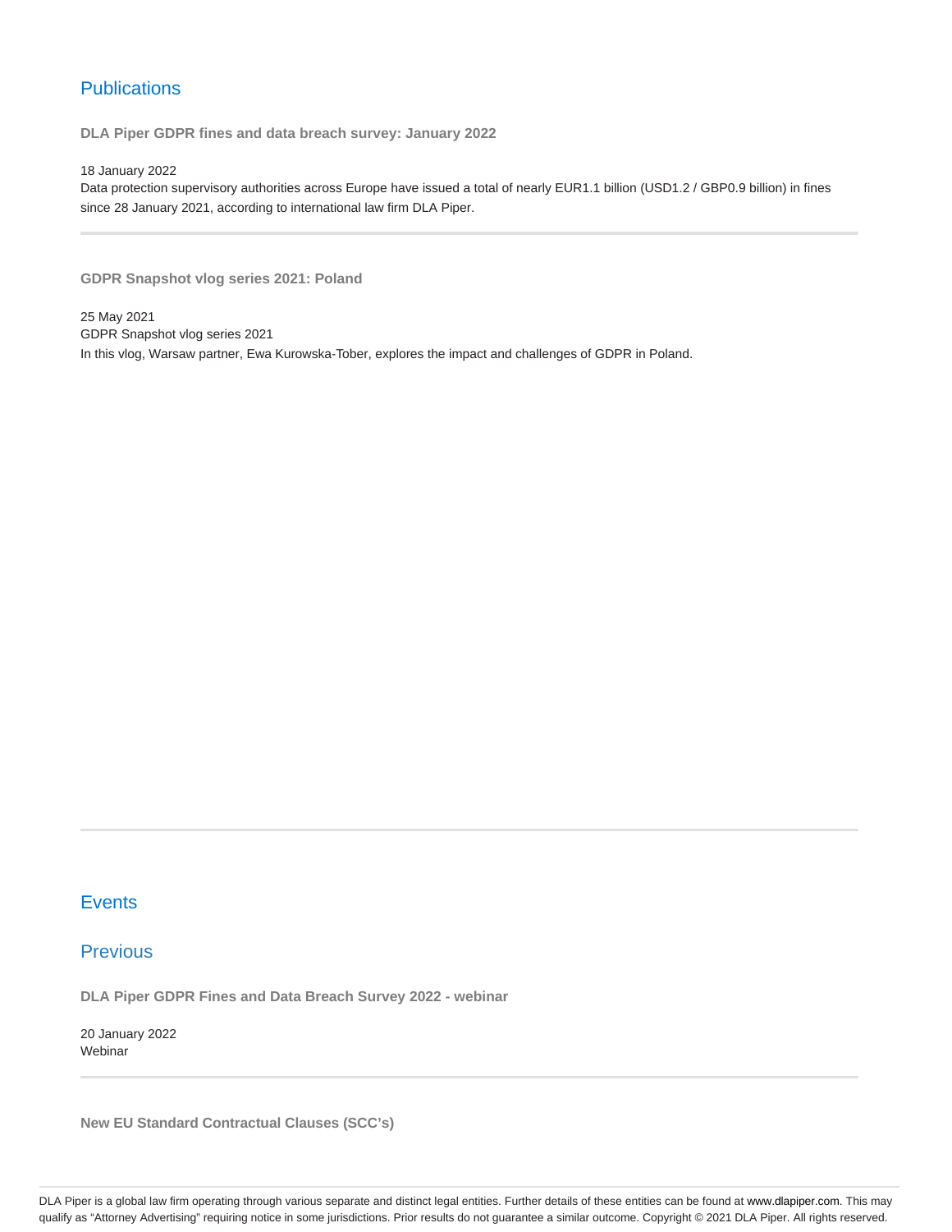## Publications

**DLA Piper GDPR fines and data breach survey: January 2022**

18 January 2022

Data protection supervisory authorities across Europe have issued a total of nearly EUR1.1 billion (USD1.2 / GBP0.9 billion) in fines since 28 January 2021, according to international law firm DLA Piper.

---

**GDPR Snapshot vlog series 2021: Poland**

25 May 2021

GDPR Snapshot vlog series 2021

In this vlog, Warsaw partner, Ewa Kurowska-Tober, explores the impact and challenges of GDPR in Poland.

---

## Events

### Previous

**DLA Piper GDPR Fines and Data Breach Survey 2022 - webinar**

20 January 2022

Webinar

---

**New EU Standard Contractual Clauses (SCC's)**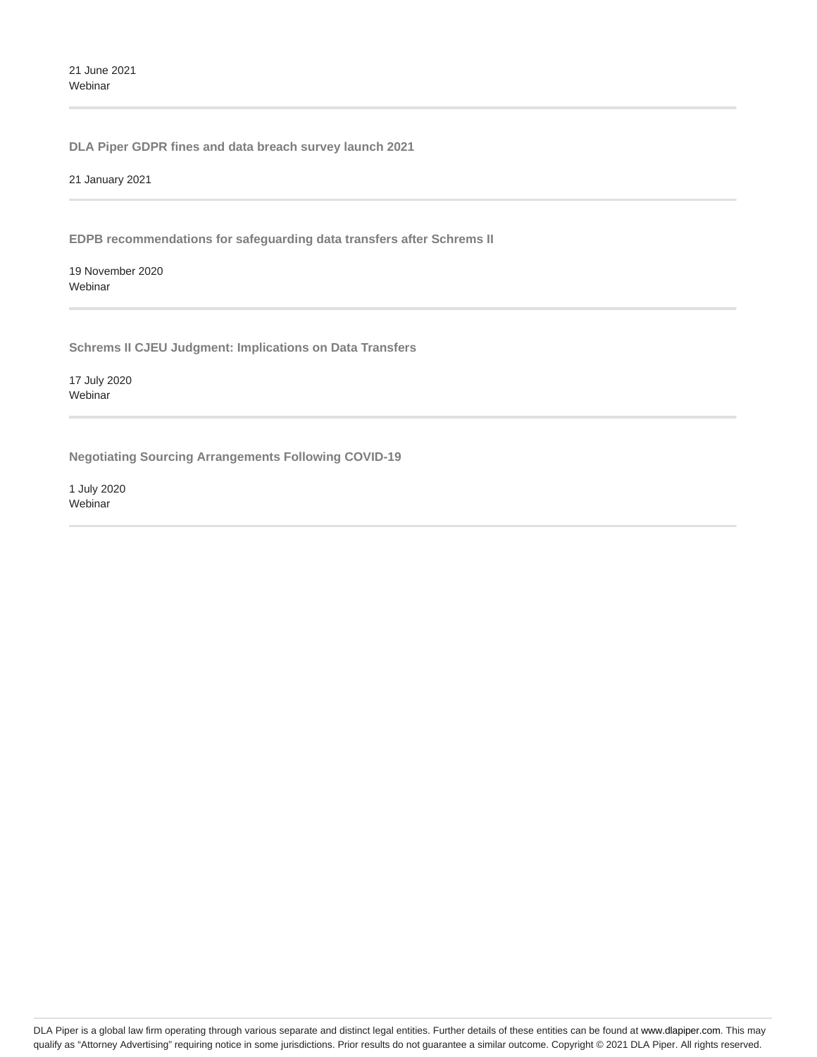21 June 2021
Webinar

---

**DLA Piper GDPR fines and data breach survey launch 2021**

21 January 2021

---

**EDPB recommendations for safeguarding data transfers after Schrems II**

19 November 2020
Webinar

---

**Schrems II CJEU Judgment: Implications on Data Transfers**

17 July 2020
Webinar

---

**Negotiating Sourcing Arrangements Following COVID-19**

1 July 2020
Webinar

---

DLA Piper is a global law firm operating through various separate and distinct legal entities. Further details of these entities can be found at www.dlapiper.com. This may qualify as "Attorney Advertising" requiring notice in some jurisdictions. Prior results do not guarantee a similar outcome. Copyright © 2021 DLA Piper. All rights reserved.